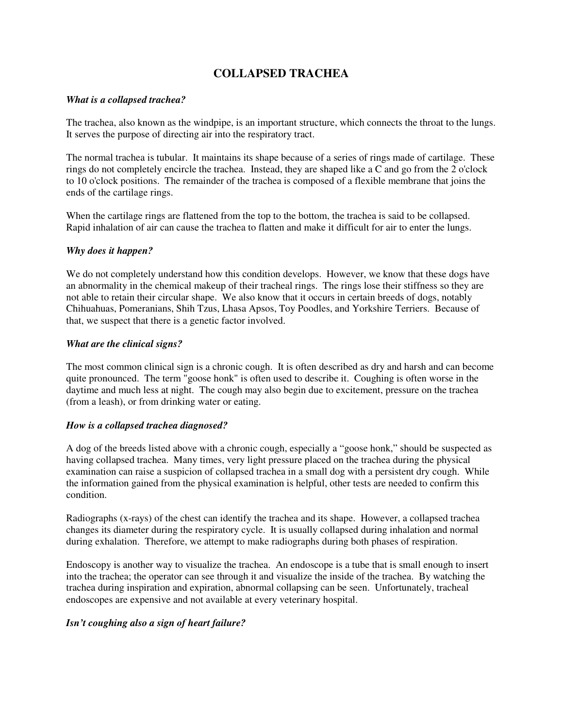# COLLAPSED TRACHEA

***What is a collapsed trachea?***

The trachea, also known as the windpipe, is an important structure, which connects the throat to the lungs. It serves the purpose of directing air into the respiratory tract.

The normal trachea is tubular. It maintains its shape because of a series of rings made of cartilage. These rings do not completely encircle the trachea. Instead, they are shaped like a C and go from the 2 o'clock to 10 o'clock positions. The remainder of the trachea is composed of a flexible membrane that joins the ends of the cartilage rings.

When the cartilage rings are flattened from the top to the bottom, the trachea is said to be collapsed. Rapid inhalation of air can cause the trachea to flatten and make it difficult for air to enter the lungs.

***Why does it happen?***

We do not completely understand how this condition develops. However, we know that these dogs have an abnormality in the chemical makeup of their tracheal rings. The rings lose their stiffness so they are not able to retain their circular shape. We also know that it occurs in certain breeds of dogs, notably Chihuahuas, Pomeranians, Shih Tzus, Lhasa Apsos, Toy Poodles, and Yorkshire Terriers. Because of that, we suspect that there is a genetic factor involved.

***What are the clinical signs?***

The most common clinical sign is a chronic cough. It is often described as dry and harsh and can become quite pronounced. The term "goose honk" is often used to describe it. Coughing is often worse in the daytime and much less at night. The cough may also begin due to excitement, pressure on the trachea (from a leash), or from drinking water or eating.

***How is a collapsed trachea diagnosed?***

A dog of the breeds listed above with a chronic cough, especially a "goose honk," should be suspected as having collapsed trachea. Many times, very light pressure placed on the trachea during the physical examination can raise a suspicion of collapsed trachea in a small dog with a persistent dry cough. While the information gained from the physical examination is helpful, other tests are needed to confirm this condition.

Radiographs (x-rays) of the chest can identify the trachea and its shape. However, a collapsed trachea changes its diameter during the respiratory cycle. It is usually collapsed during inhalation and normal during exhalation. Therefore, we attempt to make radiographs during both phases of respiration.

Endoscopy is another way to visualize the trachea. An endoscope is a tube that is small enough to insert into the trachea; the operator can see through it and visualize the inside of the trachea. By watching the trachea during inspiration and expiration, abnormal collapsing can be seen. Unfortunately, tracheal endoscopes are expensive and not available at every veterinary hospital.

***Isn't coughing also a sign of heart failure?***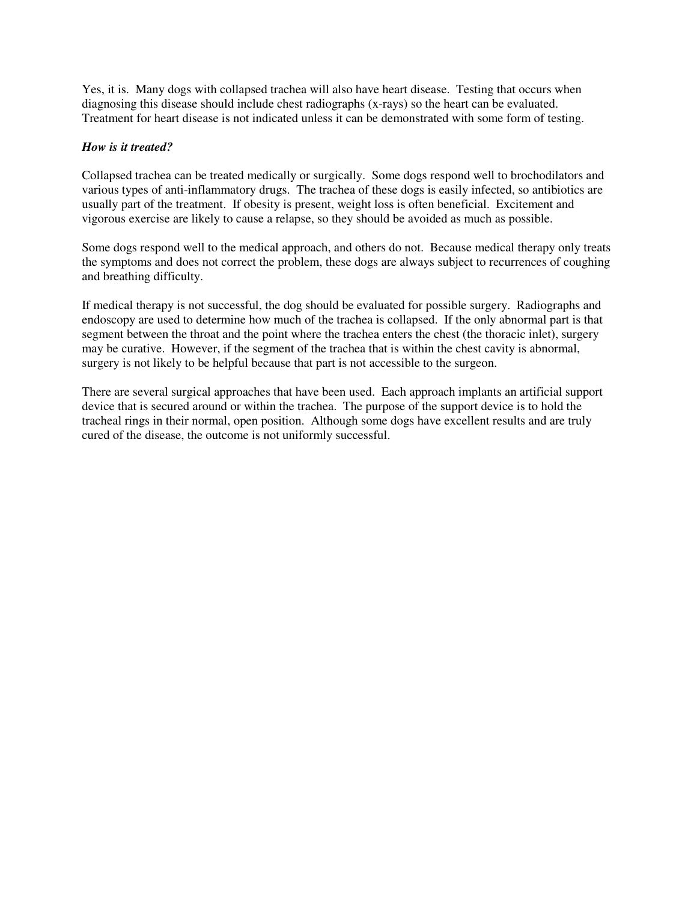Yes, it is. Many dogs with collapsed trachea will also have heart disease. Testing that occurs when diagnosing this disease should include chest radiographs (x-rays) so the heart can be evaluated. Treatment for heart disease is not indicated unless it can be demonstrated with some form of testing.

***How is it treated?***

Collapsed trachea can be treated medically or surgically. Some dogs respond well to brochodilators and various types of anti-inflammatory drugs. The trachea of these dogs is easily infected, so antibiotics are usually part of the treatment. If obesity is present, weight loss is often beneficial. Excitement and vigorous exercise are likely to cause a relapse, so they should be avoided as much as possible.

Some dogs respond well to the medical approach, and others do not. Because medical therapy only treats the symptoms and does not correct the problem, these dogs are always subject to recurrences of coughing and breathing difficulty.

If medical therapy is not successful, the dog should be evaluated for possible surgery. Radiographs and endoscopy are used to determine how much of the trachea is collapsed. If the only abnormal part is that segment between the throat and the point where the trachea enters the chest (the thoracic inlet), surgery may be curative. However, if the segment of the trachea that is within the chest cavity is abnormal, surgery is not likely to be helpful because that part is not accessible to the surgeon.

There are several surgical approaches that have been used. Each approach implants an artificial support device that is secured around or within the trachea. The purpose of the support device is to hold the tracheal rings in their normal, open position. Although some dogs have excellent results and are truly cured of the disease, the outcome is not uniformly successful.